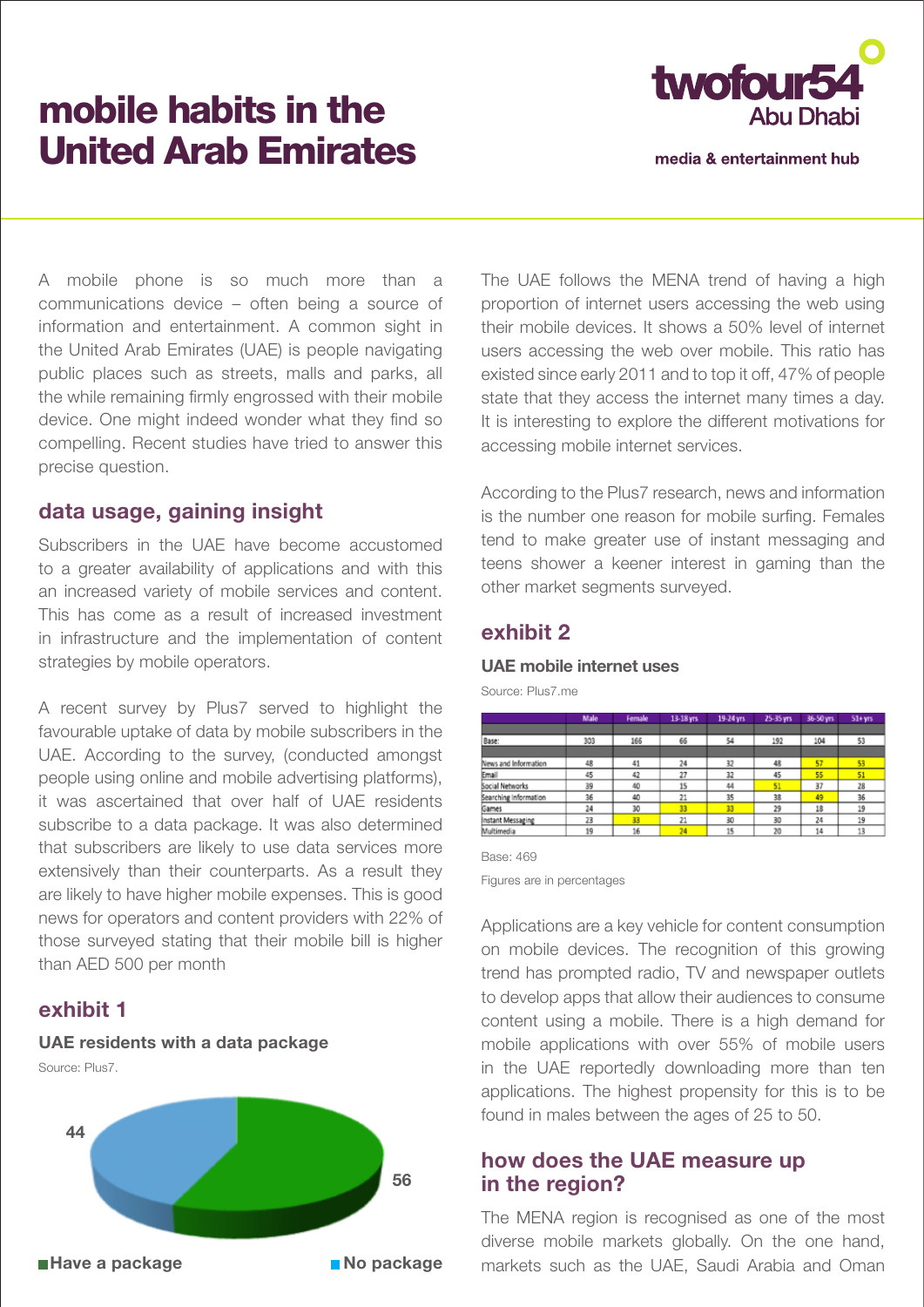# mobile habits in the United Arab Emirates

twofour54 Abu Dhabi

media & entertainment hub

A mobile phone is so much more than a communications device – often being a source of information and entertainment. A common sight in the United Arab Emirates (UAE) is people navigating public places such as streets, malls and parks, all the while remaining firmly engrossed with their mobile device. One might indeed wonder what they find so compelling. Recent studies have tried to answer this precise question.

## data usage, gaining insight

Subscribers in the UAE have become accustomed to a greater availability of applications and with this an increased variety of mobile services and content. This has come as a result of increased investment in infrastructure and the implementation of content strategies by mobile operators.

A recent survey by Plus7 served to highlight the favourable uptake of data by mobile subscribers in the UAE. According to the survey, (conducted amongst people using online and mobile advertising platforms), it was ascertained that over half of UAE residents subscribe to a data package. It was also determined that subscribers are likely to use data services more extensively than their counterparts. As a result they are likely to have higher mobile expenses. This is good news for operators and content providers with 22% of those surveyed stating that their mobile bill is higher than AED 500 per month

## exhibit 1

### UAE residents with a data package

Source: Plus7.

| | % |
|---|---|
| Have a package | 56 |
| No package | 44 |

The UAE follows the MENA trend of having a high proportion of internet users accessing the web using their mobile devices. It shows a 50% level of internet users accessing the web over mobile. This ratio has existed since early 2011 and to top it off, 47% of people state that they access the internet many times a day. It is interesting to explore the different motivations for accessing mobile internet services.

According to the Plus7 research, news and information is the number one reason for mobile surfing. Females tend to make greater use of instant messaging and teens shower a keener interest in gaming than the other market segments surveyed.

## exhibit 2

### UAE mobile internet uses

Source: Plus7.me

| | Male | Female | 13-18 yrs | 19-24 yrs | 25-35 yrs | 36-50 yrs | 51+ yrs |
|---|---|---|---|---|---|---|---|
| Base: | 303 | 166 | 66 | 54 | 192 | 104 | 53 |
| News and Information | 48 | 41 | 24 | 32 | 48 | 57 | 53 |
| Email | 45 | 42 | 27 | 32 | 45 | 55 | 51 |
| Social Networks | 39 | 40 | 15 | 44 | 51 | 37 | 28 |
| Searching Information | 36 | 40 | 21 | 35 | 38 | 49 | 36 |
| Games | 24 | 30 | 33 | 33 | 29 | 18 | 19 |
| Instant Messaging | 23 | 33 | 21 | 30 | 30 | 24 | 19 |
| Multimedia | 19 | 16 | 24 | 15 | 20 | 14 | 13 |

Base: 469

Figures are in percentages

Applications are a key vehicle for content consumption on mobile devices. The recognition of this growing trend has prompted radio, TV and newspaper outlets to develop apps that allow their audiences to consume content using a mobile. There is a high demand for mobile applications with over 55% of mobile users in the UAE reportedly downloading more than ten applications. The highest propensity for this is to be found in males between the ages of 25 to 50.

## how does the UAE measure up in the region?

The MENA region is recognised as one of the most diverse mobile markets globally. On the one hand, markets such as the UAE, Saudi Arabia and Oman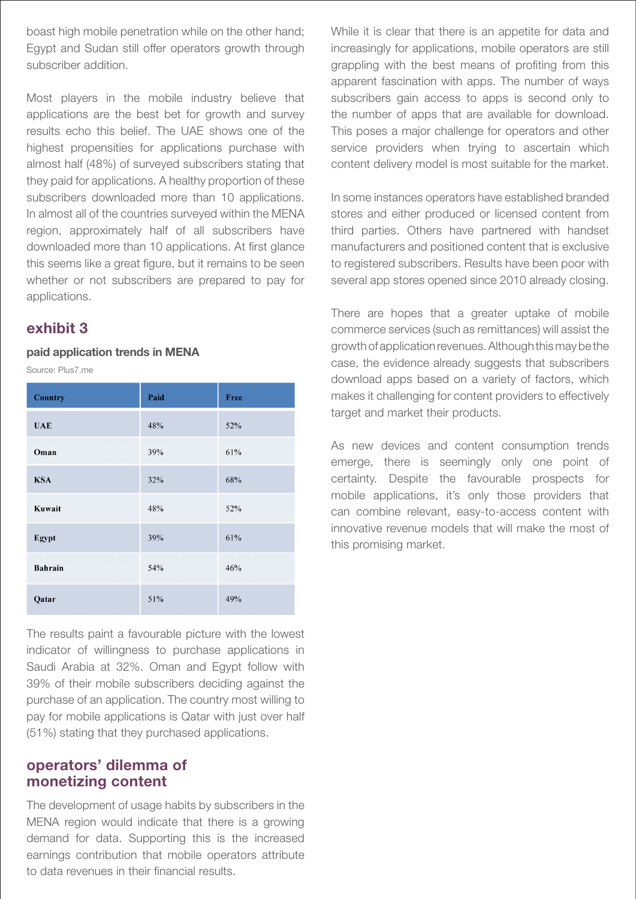boast high mobile penetration while on the other hand; Egypt and Sudan still offer operators growth through subscriber addition.

Most players in the mobile industry believe that applications are the best bet for growth and survey results echo this belief. The UAE shows one of the highest propensities for applications purchase with almost half (48%) of surveyed subscribers stating that they paid for applications. A healthy proportion of these subscribers downloaded more than 10 applications. In almost all of the countries surveyed within the MENA region, approximately half of all subscribers have downloaded more than 10 applications. At first glance this seems like a great figure, but it remains to be seen whether or not subscribers are prepared to pay for applications.

## exhibit 3

### paid application trends in MENA

Source: Plus7.me

| Country | Paid | Free |
|---|---|---|
| UAE | 48% | 52% |
| Oman | 39% | 61% |
| KSA | 32% | 68% |
| Kuwait | 48% | 52% |
| Egypt | 39% | 61% |
| Bahrain | 54% | 46% |
| Qatar | 51% | 49% |

The results paint a favourable picture with the lowest indicator of willingness to purchase applications in Saudi Arabia at 32%. Oman and Egypt follow with 39% of their mobile subscribers deciding against the purchase of an application. The country most willing to pay for mobile applications is Qatar with just over half (51%) stating that they purchased applications.

## operators' dilemma of monetizing content

The development of usage habits by subscribers in the MENA region would indicate that there is a growing demand for data. Supporting this is the increased earnings contribution that mobile operators attribute to data revenues in their financial results.

While it is clear that there is an appetite for data and increasingly for applications, mobile operators are still grappling with the best means of profiting from this apparent fascination with apps. The number of ways subscribers gain access to apps is second only to the number of apps that are available for download. This poses a major challenge for operators and other service providers when trying to ascertain which content delivery model is most suitable for the market.

In some instances operators have established branded stores and either produced or licensed content from third parties. Others have partnered with handset manufacturers and positioned content that is exclusive to registered subscribers. Results have been poor with several app stores opened since 2010 already closing.

There are hopes that a greater uptake of mobile commerce services (such as remittances) will assist the growth of application revenues. Although this may be the case, the evidence already suggests that subscribers download apps based on a variety of factors, which makes it challenging for content providers to effectively target and market their products.

As new devices and content consumption trends emerge, there is seemingly only one point of certainty. Despite the favourable prospects for mobile applications, it's only those providers that can combine relevant, easy-to-access content with innovative revenue models that will make the most of this promising market.